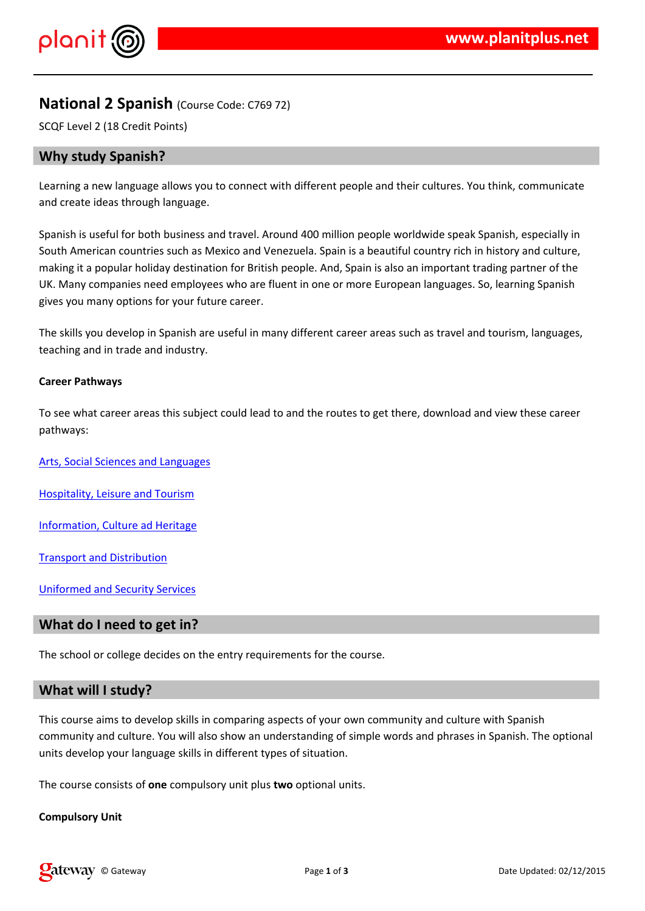# National 2 Spanish (Course Code: C769 72)

SCQF Level 2 (18 Credit Points)

## Why study Spanish?

Learning a new language allows you to connect with different people and their cultures. You think, communicate and create ideas through language.

Spanish is useful for both business and travel. Around 400 million people worldwide speak Spanish, especially in South American countries such as Mexico and Venezuela. Spain is a beautiful country rich in history and culture, making it a popular holiday destination for British people. And, Spain is also an important trading partner of the UK. Many companies need employees who are fluent in one or more European languages. So, learning Spanish gives you many options for your future career.

The skills you develop in Spanish are useful in many different career areas such as travel and tourism, languages, teaching and in trade and industry.

**Career Pathways**

To see what career areas this subject could lead to and the routes to get there, download and view these career pathways:

Arts, Social Sciences and Languages

Hospitality, Leisure and Tourism

Information, Culture ad Heritage

Transport and Distribution

Uniformed and Security Services

## What do I need to get in?

The school or college decides on the entry requirements for the course.

## What will I study?

This course aims to develop skills in comparing aspects of your own community and culture with Spanish community and culture. You will also show an understanding of simple words and phrases in Spanish. The optional units develop your language skills in different types of situation.

The course consists of **one** compulsory unit plus **two** optional units.

**Compulsory Unit**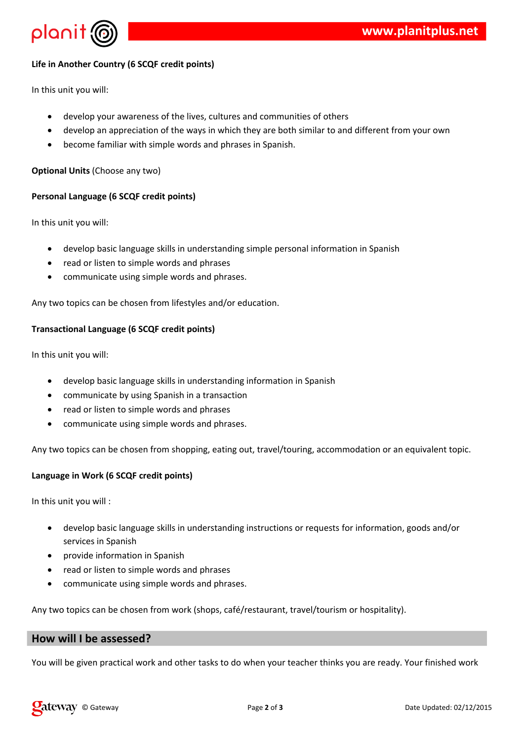**Life in Another Country (6 SCQF credit points)**

In this unit you will:

- develop your awareness of the lives, cultures and communities of others
- develop an appreciation of the ways in which they are both similar to and different from your own
- become familiar with simple words and phrases in Spanish.

**Optional Units** (Choose any two)

**Personal Language (6 SCQF credit points)**

In this unit you will:

- develop basic language skills in understanding simple personal information in Spanish
- read or listen to simple words and phrases
- communicate using simple words and phrases.

Any two topics can be chosen from lifestyles and/or education.

**Transactional Language (6 SCQF credit points)**

In this unit you will:

- develop basic language skills in understanding information in Spanish
- communicate by using Spanish in a transaction
- read or listen to simple words and phrases
- communicate using simple words and phrases.

Any two topics can be chosen from shopping, eating out, travel/touring, accommodation or an equivalent topic.

**Language in Work (6 SCQF credit points)**

In this unit you will :

- develop basic language skills in understanding instructions or requests for information, goods and/or services in Spanish
- provide information in Spanish
- read or listen to simple words and phrases
- communicate using simple words and phrases.

Any two topics can be chosen from work (shops, café/restaurant, travel/tourism or hospitality).

## How will I be assessed?

You will be given practical work and other tasks to do when your teacher thinks you are ready. Your finished work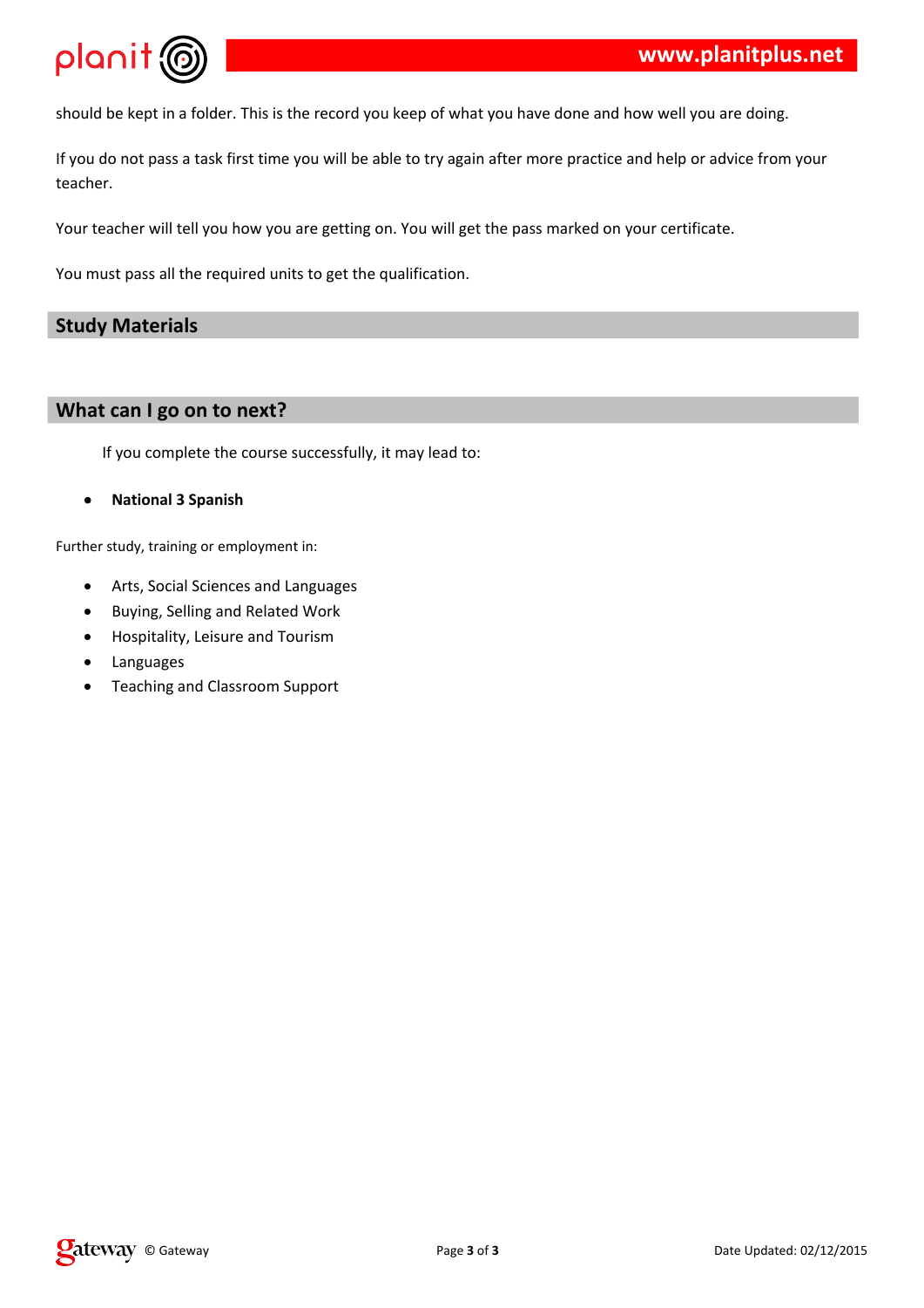should be kept in a folder. This is the record you keep of what you have done and how well you are doing.

If you do not pass a task first time you will be able to try again after more practice and help or advice from your teacher.

Your teacher will tell you how you are getting on. You will get the pass marked on your certificate.

You must pass all the required units to get the qualification.

## Study Materials

## What can I go on to next?

If you complete the course successfully, it may lead to:

- **National 3 Spanish**

Further study, training or employment in:

- Arts, Social Sciences and Languages
- Buying, Selling and Related Work
- Hospitality, Leisure and Tourism
- Languages
- Teaching and Classroom Support